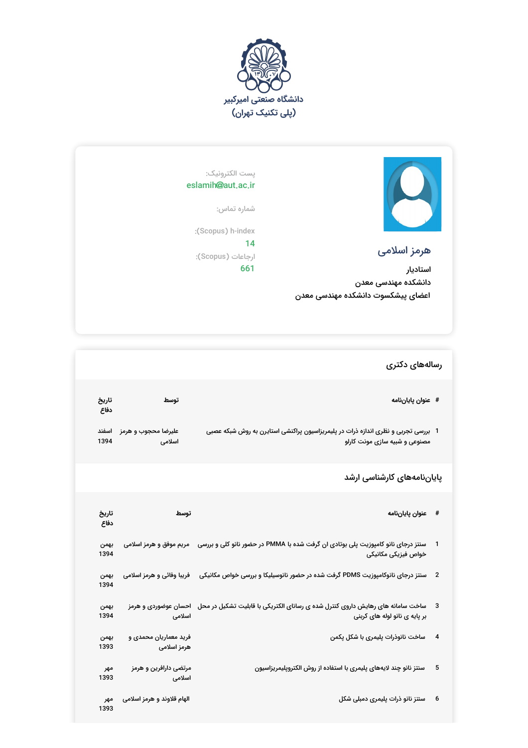دانشگاه صنعتی امیرکبیر
(پلی تکنیک تهران)

## هرمز اسلامی

استادیار
دانشکده مهندسی معدن
اعضای پیشکسوت دانشکده مهندسی معدن

پست الکترونیک:
eslamih@aut.ac.ir

شماره تماس:

h-index (Scopus):
14

ارجاعات (Scopus):
661

## رساله‌های دکتری

| # | عنوان پایان‌نامه | توسط | تاریخ دفاع |
|---|---|---|---|
| 1 | بررسی تجربی و نظری اندازه ذرات در پلیمریزاسیون پراکنشی استایرن به روش شبکه عصبی مصنوعی و شبیه سازی مونت کارلو | علیرضا محجوب و هرمز اسلامی | اسفند 1394 |

## پایان‌نامه‌های کارشناسی ارشد

| # | عنوان پایان‌نامه | توسط | تاریخ دفاع |
|---|---|---|---|
| 1 | سنتز درجای نانو کامپوزیت پلی بوتادی ان گرفت شده با PMMA در حضور نانو کلی و بررسی خواص فیزیکی مکانیکی | مریم موفق و هرمز اسلامی | بهمن 1394 |
| 2 | سنتز درجای نانوکامپوزیت PDMS گرفت شده در حضور نانوسیلیکا و بررسی خواص مکانیکی | فریبا وفائی و هرمز اسلامی | بهمن 1394 |
| 3 | ساخت سامانه های رهایش داروی کنترل شده ی رسانای الکتریکی با قابلیت تشکیل در محل بر پایه ی نانو لوله های کربنی | احسان عوضوردی و هرمز اسلامی | بهمن 1394 |
| 4 | ساخت نانوذرات پلیمری با شکل پکمن | فرید معماریان محمدی و هرمز اسلامی | بهمن 1393 |
| 5 | سنتز نانو چند لایه‌های پلیمری با استفاده از روش الکتروپلیمریزاسیون | مرتضی دارافرین و هرمز اسلامی | مهر 1393 |
| 6 | سنتز نانو ذرات پلیمری دمبلی شکل | الهام قلاوند و هرمز اسلامی | مهر 1393 |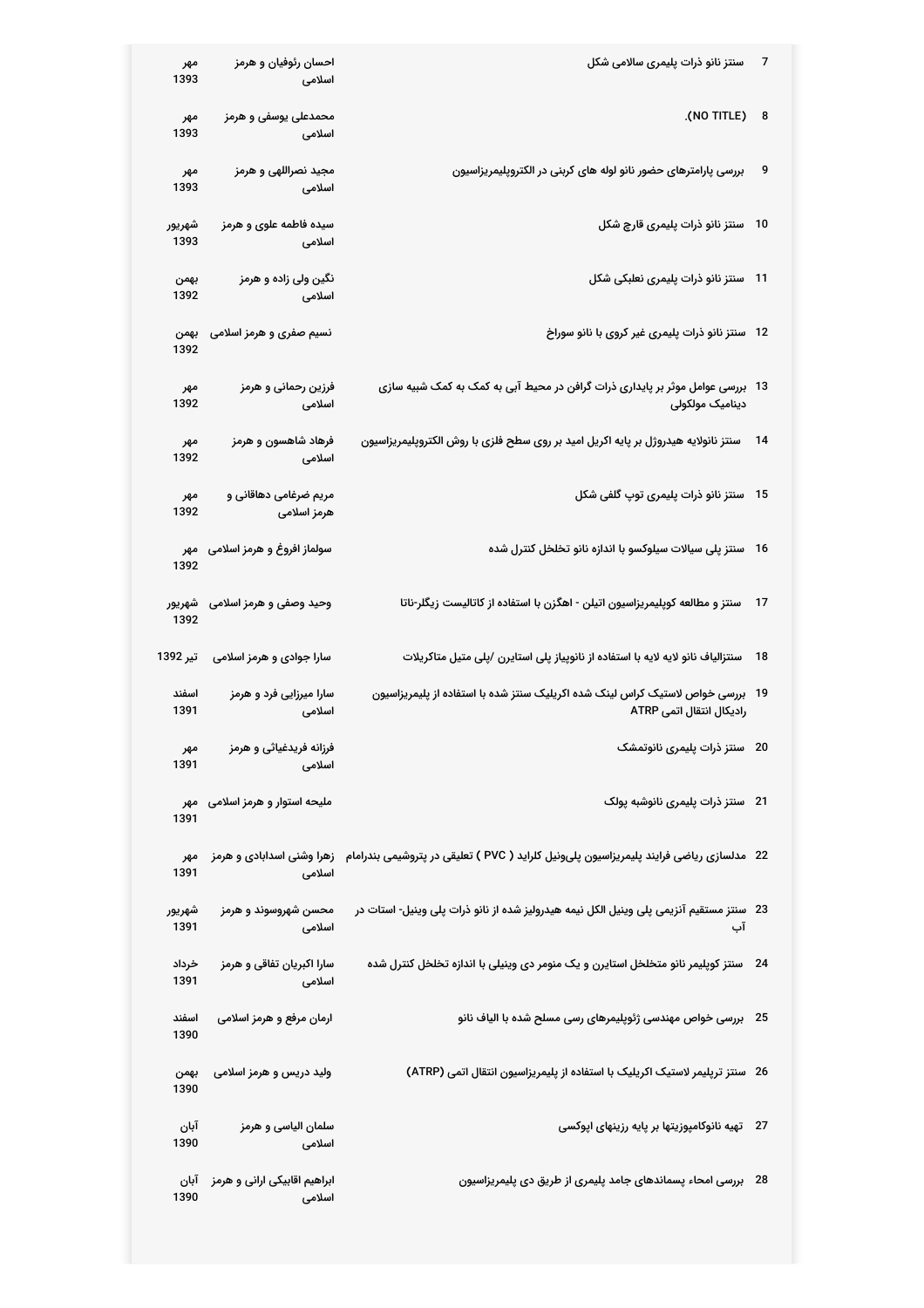| ردیف | عنوان | نویسندگان | تاریخ |
|---|---|---|---|
| 7 | سنتز نانو ذرات پلیمری سالامی شکل | احسان رئوفیان و هرمز اسلامی | مهر 1393 |
| 8 | (NO TITLE). | محمدعلی یوسفی و هرمز اسلامی | مهر 1393 |
| 9 | بررسی پارامترهای حضور نانو لوله های کربنی در الکتروپلیمریزاسیون | مجید نصراللهی و هرمز اسلامی | مهر 1393 |
| 10 | سنتز نانو ذرات پلیمری قارچ شکل | سیده فاطمه علوی و هرمز اسلامی | شهریور 1393 |
| 11 | سنتز نانو ذرات پلیمری نعلبکی شکل | نگین ولی زاده و هرمز اسلامی | بهمن 1392 |
| 12 | سنتز نانو ذرات پلیمری غیر کروی با نانو سوراخ | نسیم صفری و هرمز اسلامی | بهمن 1392 |
| 13 | بررسی عوامل موثر بر پایداری ذرات گرافن در محیط آبی به کمک به کمک شبیه سازی دینامیک مولکولی | فرزین رحمانی و هرمز اسلامی | مهر 1392 |
| 14 | سنتز نانولایه هیدروژل بر پایه اکریل امید بر روی سطح فلزی با روش الکتروپلیمریزاسیون | فرهاد شاهسون و هرمز اسلامی | مهر 1392 |
| 15 | سنتز نانو ذرات پلیمری توپ گلفی شکل | مریم ضرغامی دهاقانی و هرمز اسلامی | مهر 1392 |
| 16 | سنتز پلی سیالات سیلوکسو با اندازه نانو تخلخل کنترل شده | سولماز افروغ و هرمز اسلامی | مهر 1392 |
| 17 | سنتز و مطالعه کوپلیمریزاسیون اتیلن - اهگزن با استفاده از کاتالیست زیگلر-ناتا | وحید وصفی و هرمز اسلامی | شهریور 1392 |
| 18 | سنتزالیاف نانو لایه لایه با استفاده از نانوپیاز پلی استایرن /پلی متیل متاکریلات | سارا جوادی و هرمز اسلامی | تیر 1392 |
| 19 | بررسی خواص لاستیک کراس لینک شده اکریلیک سنتز شده با استفاده از پلیمریزاسیون رادیکال انتقال اتمی ATRP | سارا میرزایی فرد و هرمز اسلامی | اسفند 1391 |
| 20 | سنتز ذرات پلیمری نانوتمشک | فرزانه فریدغیاثی و هرمز اسلامی | مهر 1391 |
| 21 | سنتز ذرات پلیمری نانوشبه پولک | ملیحه استوار و هرمز اسلامی | مهر 1391 |
| 22 | مدلسازی ریاضی فرایند پلیمریزاسیون پلی‌ونیل کلراید ( PVC ) تعلیقی در پتروشیمی بندرامام | زهرا وشنی اسدابادی و هرمز اسلامی | مهر 1391 |
| 23 | سنتز مستقیم آنزیمی پلی وینیل الکل نیمه هیدرولیز شده از نانو ذرات پلی وینیل- استات در آب | محسن شهروسوند و هرمز اسلامی | شهریور 1391 |
| 24 | سنتز کوپلیمر نانو متخلخل استایرن و یک منومر دی وینیلی با اندازه تخلخل کنترل شده | سارا اکبریان تفاقی و هرمز اسلامی | خرداد 1391 |
| 25 | بررسی خواص مهندسی ژئوپلیمرهای رسی مسلح شده با الیاف نانو | ارمان مرفع و هرمز اسلامی | اسفند 1390 |
| 26 | سنتز ترپلیمر لاستیک اکریلیک با استفاده از پلیمریزاسیون انتقال اتمی (ATRP) | ولید دریس و هرمز اسلامی | بهمن 1390 |
| 27 | تهیه نانوکامپوزیتها بر پایه رزینهای اپوکسی | سلمان الیاسی و هرمز اسلامی | آبان 1390 |
| 28 | بررسی امحاء پسماندهای جامد پلیمری از طریق دی پلیمریزاسیون | ابراهیم اقابیکی ارانی و هرمز اسلامی | آبان 1390 |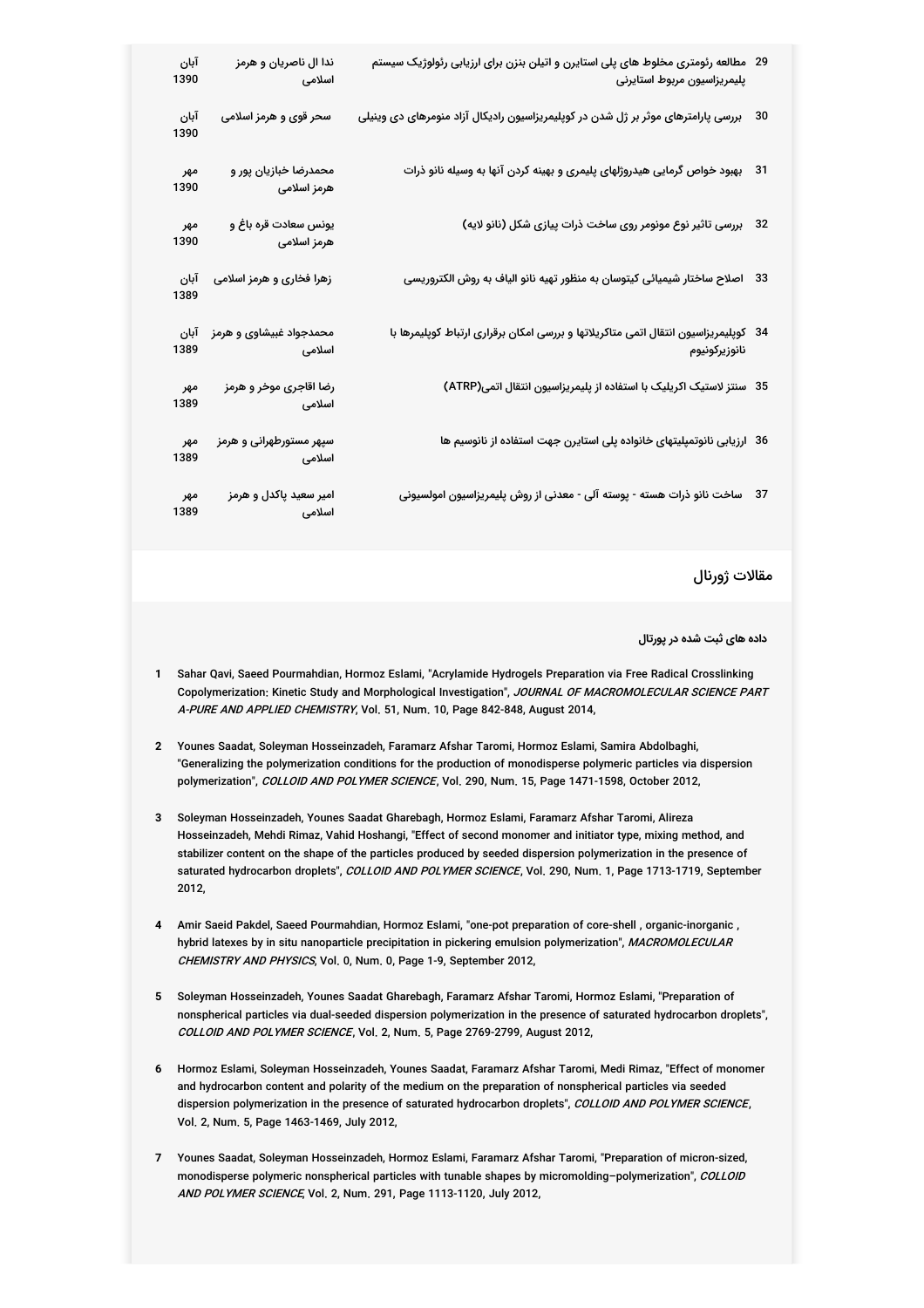| | | | |
|---|---|---|---|
| 29 | مطالعه رئومتری مخلوط های پلی استایرن و اتیلن بنزن برای ارزیابی رئولوژیک سیستم پلیمریزاسیون مربوط استایرنی | ندا ال ناصریان و هرمز اسلامی | آبان 1390 |
| 30 | بررسی پارامترهای موثر بر ژل شدن در کوپلیمریزاسیون رادیکال آزاد منومرهای دی وینیلی | سحر قوی و هرمز اسلامی | آبان 1390 |
| 31 | بهبود خواص گرمایی هیدروژلهای پلیمری و بهینه کردن آنها به وسیله نانو ذرات | محمدرضا خبازیان پور و هرمز اسلامی | مهر 1390 |
| 32 | بررسی تاثیر نوع مونومر روی ساخت ذرات پیازی شکل (نانو لایه) | یونس سعادت قره باغ و هرمز اسلامی | مهر 1390 |
| 33 | اصلاح ساختار شیمیائی کیتوسان به منظور تهیه نانو الیاف به روش الکتروریسی | زهرا فخاری و هرمز اسلامی | آبان 1389 |
| 34 | کوپلیمریزاسیون انتقال اتمی متاکریلاتها و بررسی امکان برقراری ارتباط کوپلیمرها با نانوزیرکونیوم | محمدجواد غبیشاوی و هرمز اسلامی | آبان 1389 |
| 35 | سنتز لاستیک اکریلیک با استفاده از پلیمریزاسیون انتقال اتمی(ATRP) | رضا اقاجری موخر و هرمز اسلامی | مهر 1389 |
| 36 | ارزیابی نانوتمپلیتهای خانواده پلی استایرن جهت استفاده از نانوسیم ها | سپهر مستورطهرانی و هرمز اسلامی | مهر 1389 |
| 37 | ساخت نانو ذرات هسته - پوسته آلی - معدنی از روش پلیمریزاسیون امولسیونی | امیر سعید پاکدل و هرمز اسلامی | مهر 1389 |

## مقالات ژورنال

**داده های ثبت شده در پورتال**

1. Sahar Qavi, Saeed Pourmahdian, Hormoz Eslami, "Acrylamide Hydrogels Preparation via Free Radical Crosslinking Copolymerization: Kinetic Study and Morphological Investigation", *JOURNAL OF MACROMOLECULAR SCIENCE PART A-PURE AND APPLIED CHEMISTRY*, Vol. 51, Num. 10, Page 842-848, August 2014,

2. Younes Saadat, Soleyman Hosseinzadeh, Faramarz Afshar Taromi, Hormoz Eslami, Samira Abdolbaghi, "Generalizing the polymerization conditions for the production of monodisperse polymeric particles via dispersion polymerization", *COLLOID AND POLYMER SCIENCE*, Vol. 290, Num. 15, Page 1471-1598, October 2012,

3. Soleyman Hosseinzadeh, Younes Saadat Gharebagh, Hormoz Eslami, Faramarz Afshar Taromi, Alireza Hosseinzadeh, Mehdi Rimaz, Vahid Hoshangi, "Effect of second monomer and initiator type, mixing method, and stabilizer content on the shape of the particles produced by seeded dispersion polymerization in the presence of saturated hydrocarbon droplets", *COLLOID AND POLYMER SCIENCE*, Vol. 290, Num. 1, Page 1713-1719, September 2012,

4. Amir Saeid Pakdel, Saeed Pourmahdian, Hormoz Eslami, "one-pot preparation of core-shell , organic-inorganic , hybrid latexes by in situ nanoparticle precipitation in pickering emulsion polymerization", *MACROMOLECULAR CHEMISTRY AND PHYSICS*, Vol. 0, Num. 0, Page 1-9, September 2012,

5. Soleyman Hosseinzadeh, Younes Saadat Gharebagh, Faramarz Afshar Taromi, Hormoz Eslami, "Preparation of nonspherical particles via dual-seeded dispersion polymerization in the presence of saturated hydrocarbon droplets", *COLLOID AND POLYMER SCIENCE*, Vol. 2, Num. 5, Page 2769-2799, August 2012,

6. Hormoz Eslami, Soleyman Hosseinzadeh, Younes Saadat, Faramarz Afshar Taromi, Medi Rimaz, "Effect of monomer and hydrocarbon content and polarity of the medium on the preparation of nonspherical particles via seeded dispersion polymerization in the presence of saturated hydrocarbon droplets", *COLLOID AND POLYMER SCIENCE*, Vol. 2, Num. 5, Page 1463-1469, July 2012,

7. Younes Saadat, Soleyman Hosseinzadeh, Hormoz Eslami, Faramarz Afshar Taromi, "Preparation of micron-sized, monodisperse polymeric nonspherical particles with tunable shapes by micromolding–polymerization", *COLLOID AND POLYMER SCIENCE*, Vol. 2, Num. 291, Page 1113-1120, July 2012,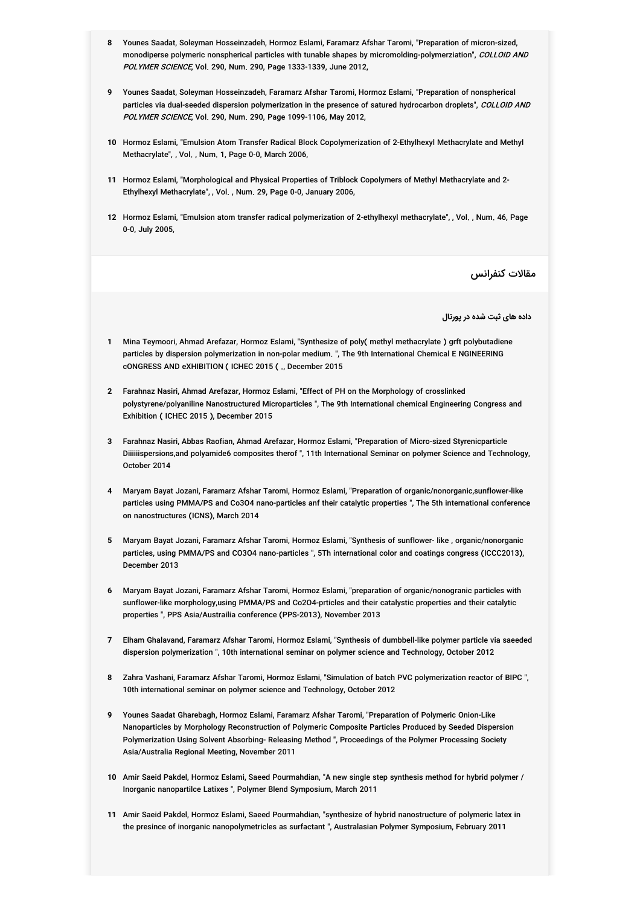8 Younes Saadat, Soleyman Hosseinzadeh, Hormoz Eslami, Faramarz Afshar Taromi, "Preparation of micron-sized, monodiperse polymeric nonspherical particles with tunable shapes by micromolding-polymerziation", *COLLOID AND POLYMER SCIENCE*, Vol. 290, Num. 290, Page 1333-1339, June 2012,

9 Younes Saadat, Soleyman Hosseinzadeh, Faramarz Afshar Taromi, Hormoz Eslami, "Preparation of nonspherical particles via dual-seeded dispersion polymerization in the presence of satured hydrocarbon droplets", *COLLOID AND POLYMER SCIENCE*, Vol. 290, Num. 290, Page 1099-1106, May 2012,

10 Hormoz Eslami, "Emulsion Atom Transfer Radical Block Copolymerization of 2-Ethylhexyl Methacrylate and Methyl Methacrylate", , Vol. , Num. 1, Page 0-0, March 2006,

11 Hormoz Eslami, "Morphological and Physical Properties of Triblock Copolymers of Methyl Methacrylate and 2-Ethylhexyl Methacrylate", , Vol. , Num. 29, Page 0-0, January 2006,

12 Hormoz Eslami, "Emulsion atom transfer radical polymerization of 2-ethylhexyl methacrylate", , Vol. , Num. 46, Page 0-0, July 2005,

## مقالات کنفرانس

#### داده های ثبت شده در پورتال

1 Mina Teymoori, Ahmad Arefazar, Hormoz Eslami, "Synthesize of poly( methyl methacrylate ) grft polybutadiene particles by dispersion polymerization in non-polar medium. ", The 9th International Chemical E NGINEERING cONGRESS AND eXHIBITION ( ICHEC 2015 ( ., December 2015

2 Farahnaz Nasiri, Ahmad Arefazar, Hormoz Eslami, "Effect of PH on the Morphology of crosslinked polystyrene/polyaniline Nanostructured Microparticles ", The 9th International chemical Engineering Congress and Exhibition ( ICHEC 2015 ), December 2015

3 Farahnaz Nasiri, Abbas Raofian, Ahmad Arefazar, Hormoz Eslami, "Preparation of Micro-sized Styrenicparticle Diiiiiispersions,and polyamide6 composites therof ", 11th International Seminar on polymer Science and Technology, October 2014

4 Maryam Bayat Jozani, Faramarz Afshar Taromi, Hormoz Eslami, "Preparation of organic/nonorganic,sunflower-like particles using PMMA/PS and Co3O4 nano-particles anf their catalytic properties ", The 5th international conference on nanostructures (ICNS), March 2014

5 Maryam Bayat Jozani, Faramarz Afshar Taromi, Hormoz Eslami, "Synthesis of sunflower- like , organic/nonorganic particles, using PMMA/PS and CO3O4 nano-particles ", 5Th international color and coatings congress (ICCC2013), December 2013

6 Maryam Bayat Jozani, Faramarz Afshar Taromi, Hormoz Eslami, "preparation of organic/nonogranic particles with sunflower-like morphology,using PMMA/PS and Co2O4-prticles and their catalytic properties and their catalytic properties ", PPS Asia/Austrailia conference (PPS-2013), November 2013

7 Elham Ghalavand, Faramarz Afshar Taromi, Hormoz Eslami, "Synthesis of dumbbell-like polymer particle via saeeded dispersion polymerization ", 10th international seminar on polymer science and Technology, October 2012

8 Zahra Vashani, Faramarz Afshar Taromi, Hormoz Eslami, "Simulation of batch PVC polymerization reactor of BIPC ", 10th international seminar on polymer science and Technology, October 2012

9 Younes Saadat Gharebagh, Hormoz Eslami, Faramarz Afshar Taromi, "Preparation of Polymeric Onion-Like Nanoparticles by Morphology Reconstruction of Polymeric Composite Particles Produced by Seeded Dispersion Polymerization Using Solvent Absorbing- Releasing Method ", Proceedings of the Polymer Processing Society Asia/Australia Regional Meeting, November 2011

10 Amir Saeid Pakdel, Hormoz Eslami, Saeed Pourmahdian, "A new single step synthesis method for hybrid polymer / Inorganic nanopartilce Latixes ", Polymer Blend Symposium, March 2011

11 Amir Saeid Pakdel, Hormoz Eslami, Saeed Pourmahdian, "synthesize of hybrid nanostructure of polymeric latex in the presince of inorganic nanopolymetricles as surfactant ", Australasian Polymer Symposium, February 2011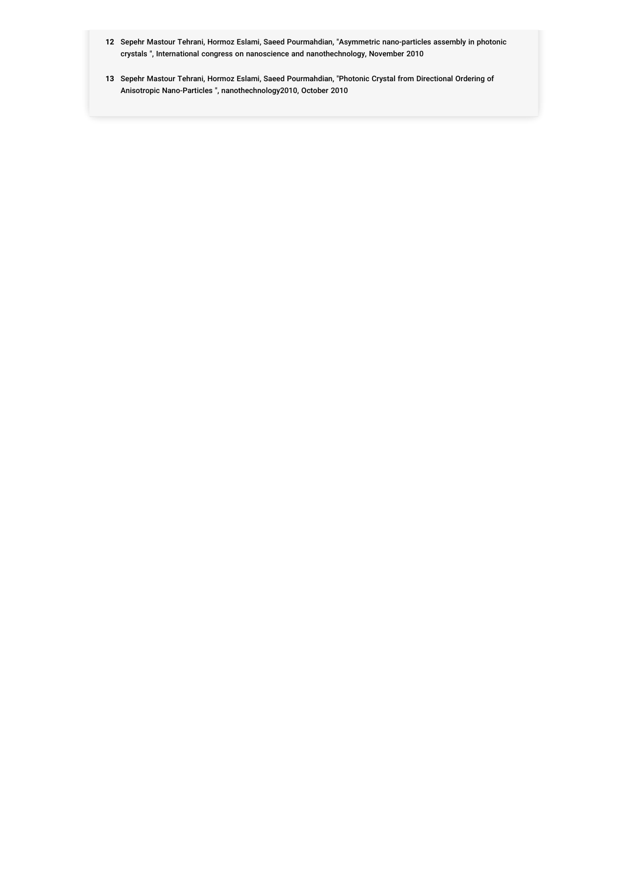12. Sepehr Mastour Tehrani, Hormoz Eslami, Saeed Pourmahdian, "Asymmetric nano-particles assembly in photonic crystals ", International congress on nanoscience and nanothechnology, November 2010

13. Sepehr Mastour Tehrani, Hormoz Eslami, Saeed Pourmahdian, "Photonic Crystal from Directional Ordering of Anisotropic Nano-Particles ", nanothechnology2010, October 2010